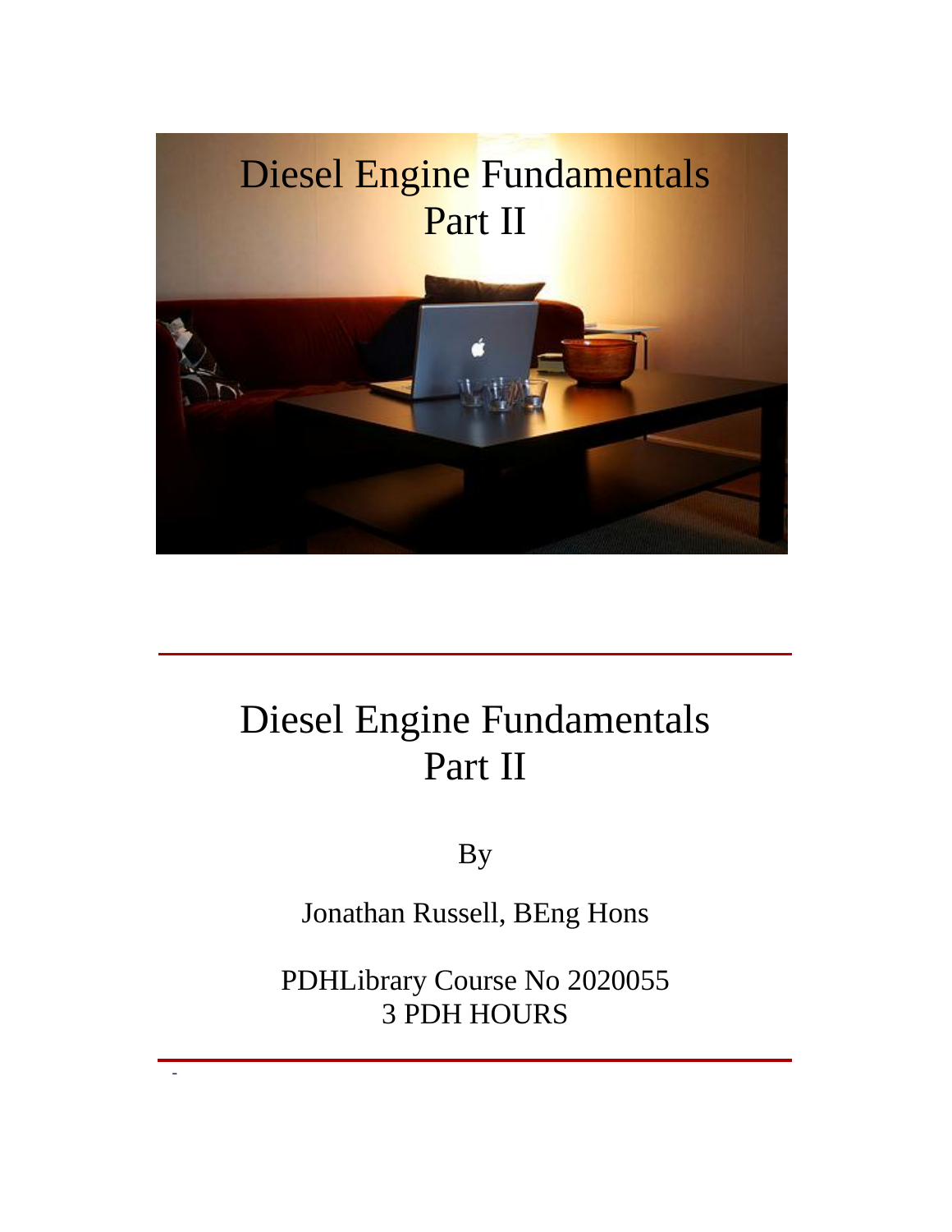# Diesel Engine Fundamentals Part II

By

Jonathan Russell, BEng Hons

PDHLibrary Course No 2020055
3 PDH HOURS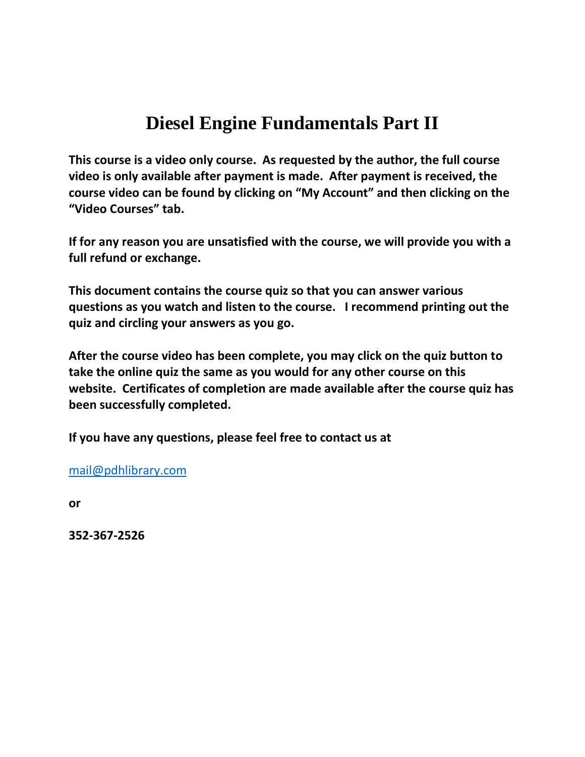# Diesel Engine Fundamentals Part II

**This course is a video only course. As requested by the author, the full course video is only available after payment is made. After payment is received, the course video can be found by clicking on "My Account" and then clicking on the "Video Courses" tab.**

**If for any reason you are unsatisfied with the course, we will provide you with a full refund or exchange.**

**This document contains the course quiz so that you can answer various questions as you watch and listen to the course. I recommend printing out the quiz and circling your answers as you go.**

**After the course video has been complete, you may click on the quiz button to take the online quiz the same as you would for any other course on this website. Certificates of completion are made available after the course quiz has been successfully completed.**

**If you have any questions, please feel free to contact us at**

mail@pdhlibrary.com

**or**

**352-367-2526**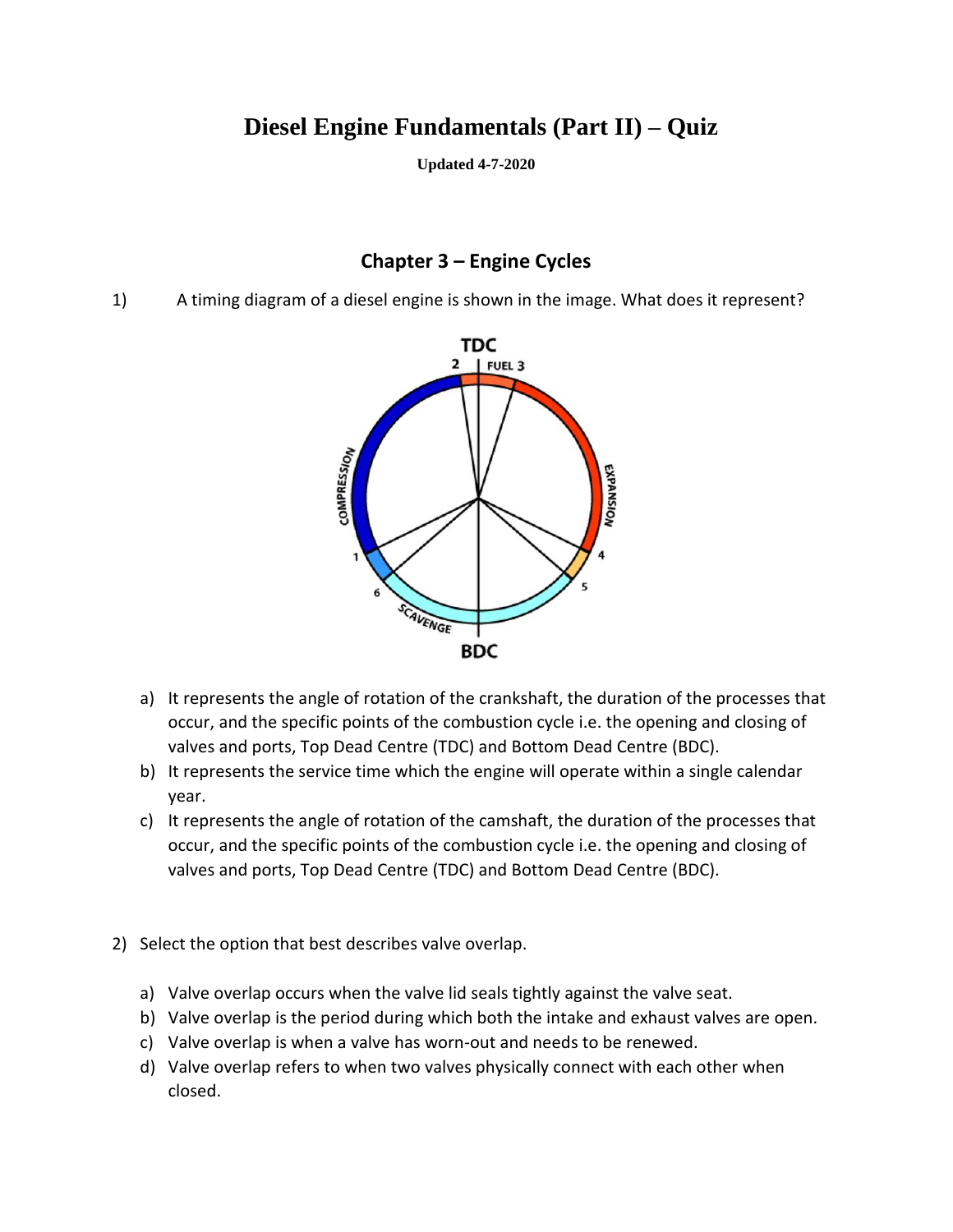# Diesel Engine Fundamentals (Part II) – Quiz

**Updated 4-7-2020**

## Chapter 3 – Engine Cycles

1) A timing diagram of a diesel engine is shown in the image. What does it represent?

   a) It represents the angle of rotation of the crankshaft, the duration of the processes that occur, and the specific points of the combustion cycle i.e. the opening and closing of valves and ports, Top Dead Centre (TDC) and Bottom Dead Centre (BDC).
   b) It represents the service time which the engine will operate within a single calendar year.
   c) It represents the angle of rotation of the camshaft, the duration of the processes that occur, and the specific points of the combustion cycle i.e. the opening and closing of valves and ports, Top Dead Centre (TDC) and Bottom Dead Centre (BDC).

2) Select the option that best describes valve overlap.

   a) Valve overlap occurs when the valve lid seals tightly against the valve seat.
   b) Valve overlap is the period during which both the intake and exhaust valves are open.
   c) Valve overlap is when a valve has worn-out and needs to be renewed.
   d) Valve overlap refers to when two valves physically connect with each other when closed.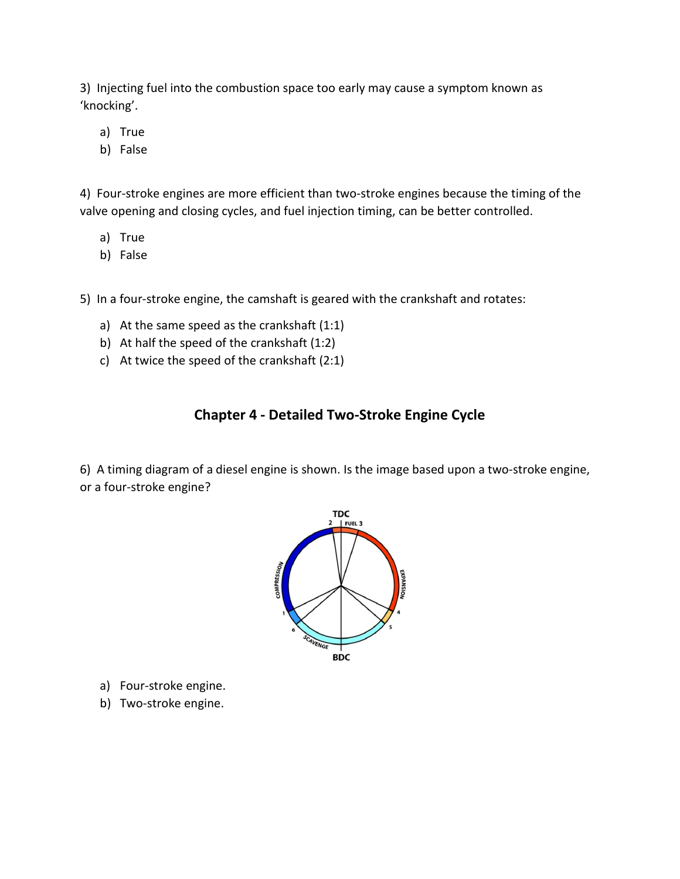3) Injecting fuel into the combustion space too early may cause a symptom known as 'knocking'.

a) True
b) False

4) Four-stroke engines are more efficient than two-stroke engines because the timing of the valve opening and closing cycles, and fuel injection timing, can be better controlled.

a) True
b) False

5) In a four-stroke engine, the camshaft is geared with the crankshaft and rotates:

a) At the same speed as the crankshaft (1:1)
b) At half the speed of the crankshaft (1:2)
c) At twice the speed of the crankshaft (2:1)

## Chapter 4 - Detailed Two-Stroke Engine Cycle

6) A timing diagram of a diesel engine is shown. Is the image based upon a two-stroke engine, or a four-stroke engine?

a) Four-stroke engine.
b) Two-stroke engine.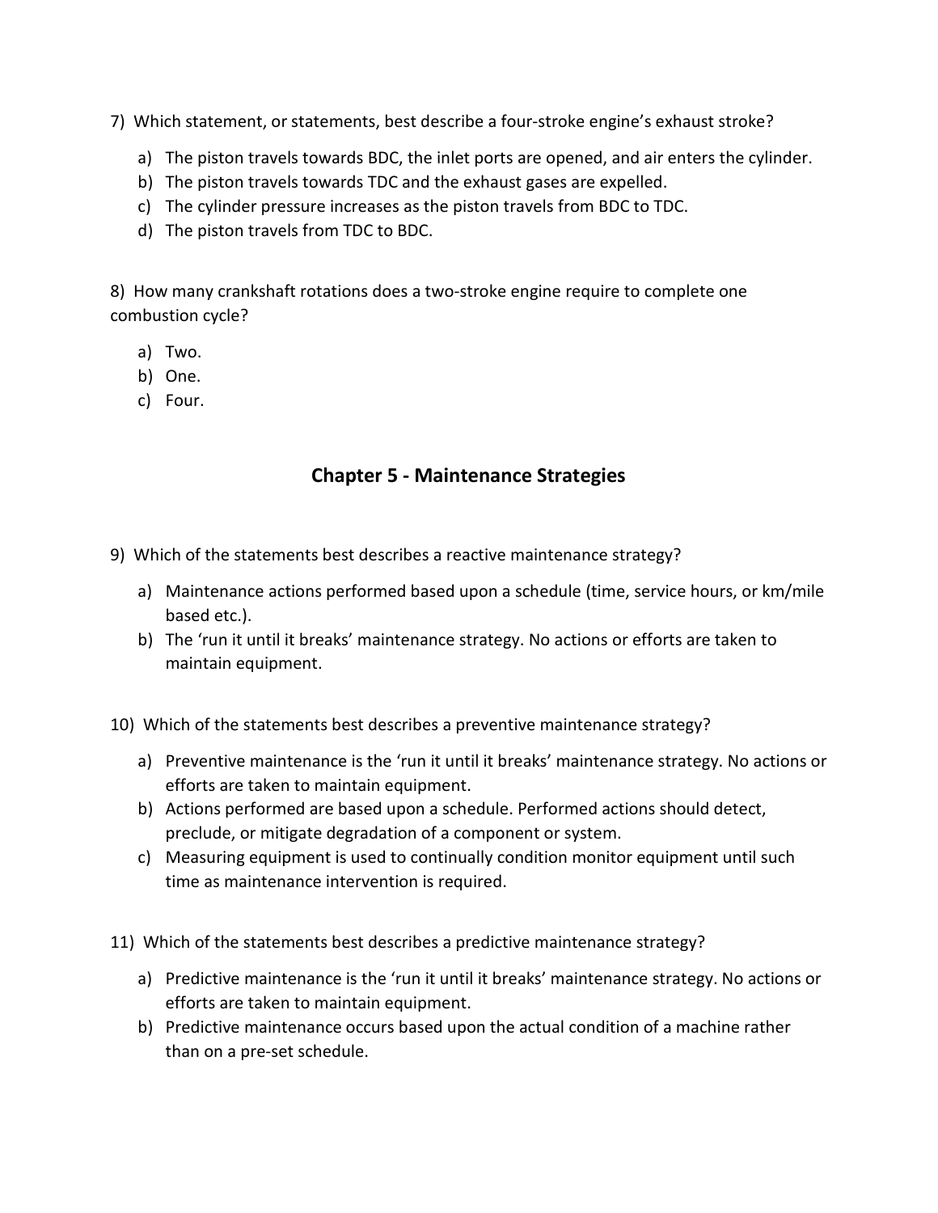7) Which statement, or statements, best describe a four-stroke engine's exhaust stroke?

a) The piston travels towards BDC, the inlet ports are opened, and air enters the cylinder.
b) The piston travels towards TDC and the exhaust gases are expelled.
c) The cylinder pressure increases as the piston travels from BDC to TDC.
d) The piston travels from TDC to BDC.

8) How many crankshaft rotations does a two-stroke engine require to complete one combustion cycle?

a) Two.
b) One.
c) Four.

## Chapter 5 - Maintenance Strategies

9) Which of the statements best describes a reactive maintenance strategy?

a) Maintenance actions performed based upon a schedule (time, service hours, or km/mile based etc.).
b) The 'run it until it breaks' maintenance strategy. No actions or efforts are taken to maintain equipment.

10) Which of the statements best describes a preventive maintenance strategy?

a) Preventive maintenance is the 'run it until it breaks' maintenance strategy. No actions or efforts are taken to maintain equipment.
b) Actions performed are based upon a schedule. Performed actions should detect, preclude, or mitigate degradation of a component or system.
c) Measuring equipment is used to continually condition monitor equipment until such time as maintenance intervention is required.

11) Which of the statements best describes a predictive maintenance strategy?

a) Predictive maintenance is the 'run it until it breaks' maintenance strategy. No actions or efforts are taken to maintain equipment.
b) Predictive maintenance occurs based upon the actual condition of a machine rather than on a pre-set schedule.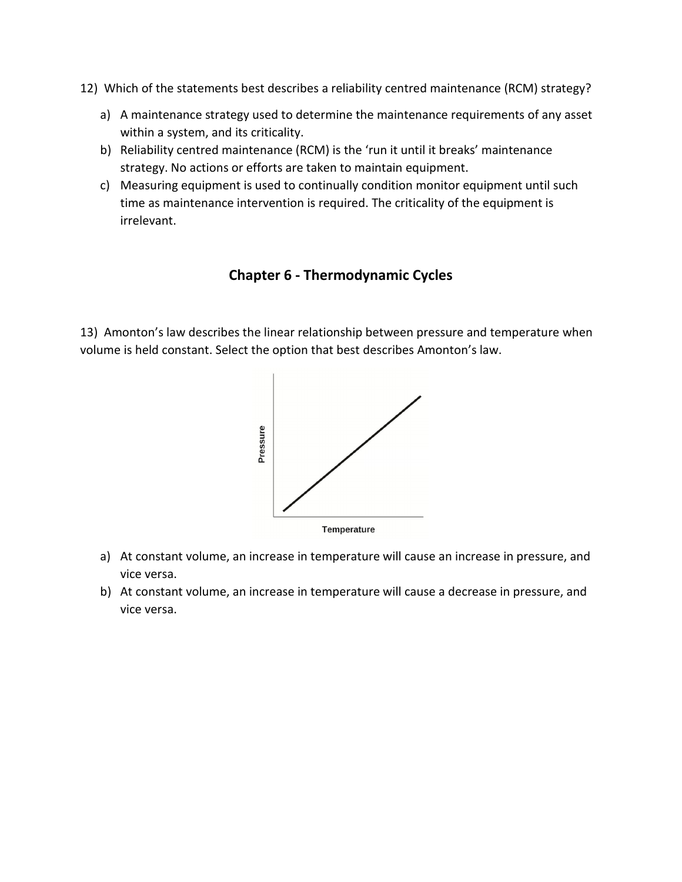12) Which of the statements best describes a reliability centred maintenance (RCM) strategy?

a) A maintenance strategy used to determine the maintenance requirements of any asset within a system, and its criticality.
b) Reliability centred maintenance (RCM) is the 'run it until it breaks' maintenance strategy. No actions or efforts are taken to maintain equipment.
c) Measuring equipment is used to continually condition monitor equipment until such time as maintenance intervention is required. The criticality of the equipment is irrelevant.

## Chapter 6 - Thermodynamic Cycles

13) Amonton's law describes the linear relationship between pressure and temperature when volume is held constant. Select the option that best describes Amonton's law.

a) At constant volume, an increase in temperature will cause an increase in pressure, and vice versa.
b) At constant volume, an increase in temperature will cause a decrease in pressure, and vice versa.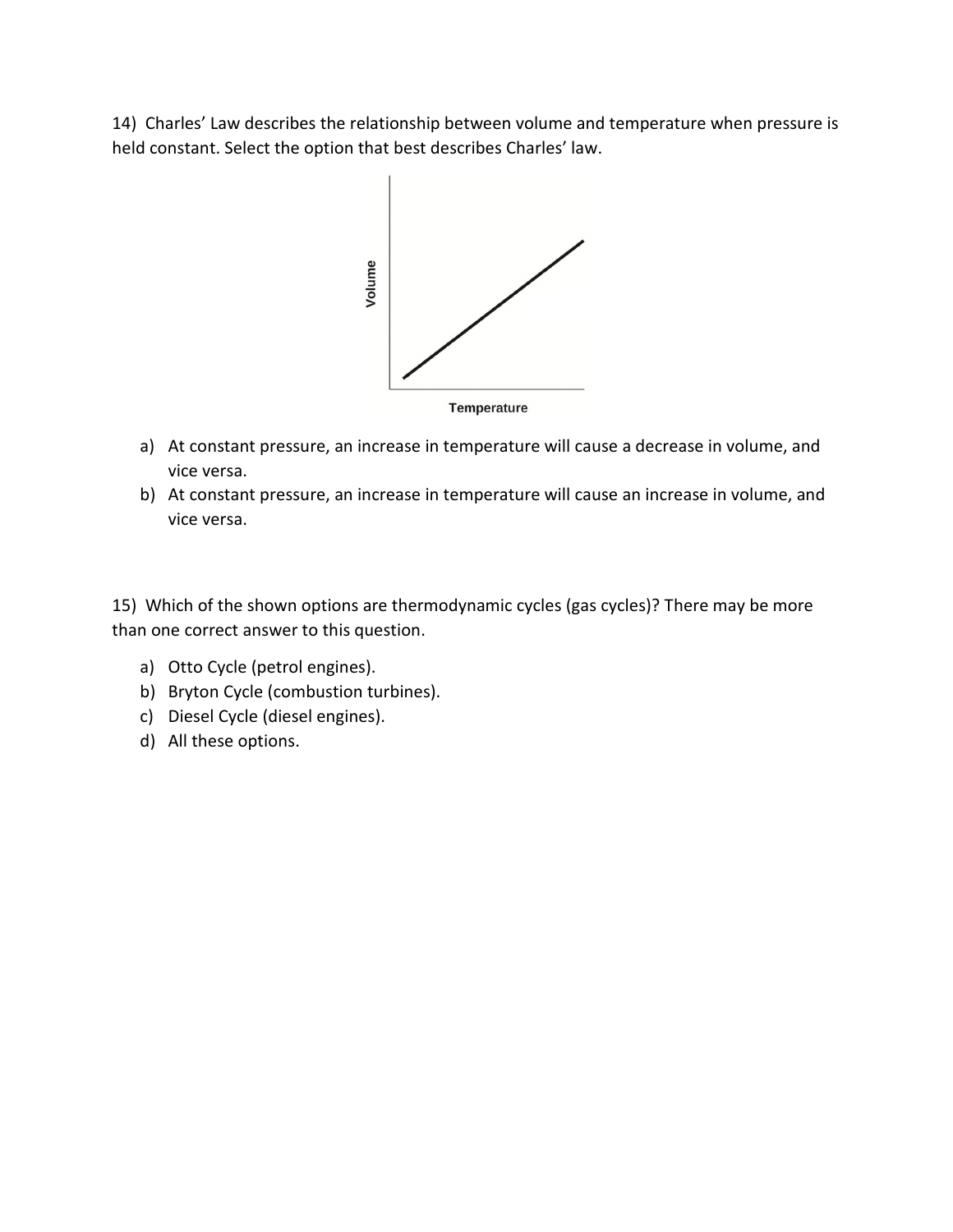14) Charles' Law describes the relationship between volume and temperature when pressure is held constant. Select the option that best describes Charles' law.

a) At constant pressure, an increase in temperature will cause a decrease in volume, and vice versa.
b) At constant pressure, an increase in temperature will cause an increase in volume, and vice versa.

15) Which of the shown options are thermodynamic cycles (gas cycles)? There may be more than one correct answer to this question.

a) Otto Cycle (petrol engines).
b) Bryton Cycle (combustion turbines).
c) Diesel Cycle (diesel engines).
d) All these options.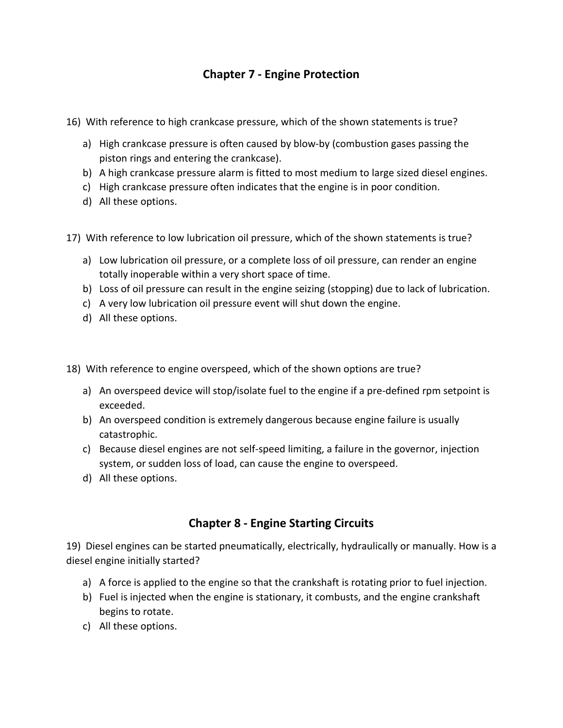## Chapter 7 - Engine Protection

16) With reference to high crankcase pressure, which of the shown statements is true?

a) High crankcase pressure is often caused by blow-by (combustion gases passing the piston rings and entering the crankcase).
b) A high crankcase pressure alarm is fitted to most medium to large sized diesel engines.
c) High crankcase pressure often indicates that the engine is in poor condition.
d) All these options.

17) With reference to low lubrication oil pressure, which of the shown statements is true?

a) Low lubrication oil pressure, or a complete loss of oil pressure, can render an engine totally inoperable within a very short space of time.
b) Loss of oil pressure can result in the engine seizing (stopping) due to lack of lubrication.
c) A very low lubrication oil pressure event will shut down the engine.
d) All these options.

18) With reference to engine overspeed, which of the shown options are true?

a) An overspeed device will stop/isolate fuel to the engine if a pre-defined rpm setpoint is exceeded.
b) An overspeed condition is extremely dangerous because engine failure is usually catastrophic.
c) Because diesel engines are not self-speed limiting, a failure in the governor, injection system, or sudden loss of load, can cause the engine to overspeed.
d) All these options.

## Chapter 8 - Engine Starting Circuits

19) Diesel engines can be started pneumatically, electrically, hydraulically or manually. How is a diesel engine initially started?

a) A force is applied to the engine so that the crankshaft is rotating prior to fuel injection.
b) Fuel is injected when the engine is stationary, it combusts, and the engine crankshaft begins to rotate.
c) All these options.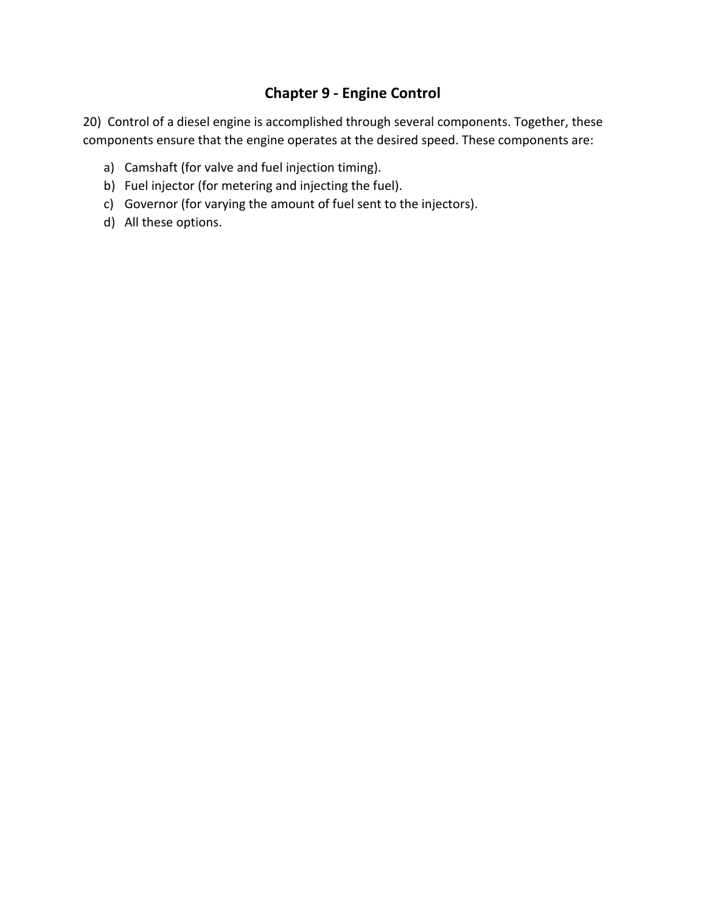## Chapter 9 - Engine Control

20) Control of a diesel engine is accomplished through several components. Together, these components ensure that the engine operates at the desired speed. These components are:

a) Camshaft (for valve and fuel injection timing).
b) Fuel injector (for metering and injecting the fuel).
c) Governor (for varying the amount of fuel sent to the injectors).
d) All these options.